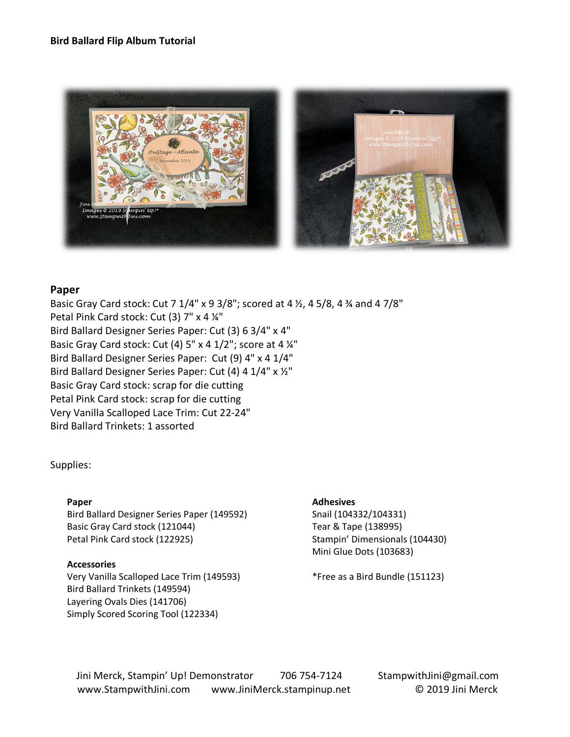**Bird Ballard Flip Album Tutorial**

## Paper

Basic Gray Card stock: Cut 7 1/4" x 9 3/8"; scored at 4 ½, 4 5/8, 4 ¾ and 4 7/8"
Petal Pink Card stock: Cut (3) 7" x 4 ¼"
Bird Ballard Designer Series Paper: Cut (3) 6 3/4" x 4"
Basic Gray Card stock: Cut (4) 5" x 4 1/2"; score at 4 ¼"
Bird Ballard Designer Series Paper: Cut (9) 4" x 4 1/4"
Bird Ballard Designer Series Paper: Cut (4) 4 1/4" x ½"
Basic Gray Card stock: scrap for die cutting
Petal Pink Card stock: scrap for die cutting
Very Vanilla Scalloped Lace Trim: Cut 22-24"
Bird Ballard Trinkets: 1 assorted

Supplies:

**Paper**
Bird Ballard Designer Series Paper (149592)
Basic Gray Card stock (121044)
Petal Pink Card stock (122925)

**Accessories**
Very Vanilla Scalloped Lace Trim (149593)
Bird Ballard Trinkets (149594)
Layering Ovals Dies (141706)
Simply Scored Scoring Tool (122334)

**Adhesives**
Snail (104332/104331)
Tear & Tape (138995)
Stampin' Dimensionals (104430)
Mini Glue Dots (103683)

*Free as a Bird Bundle (151123)

Jini Merck, Stampin' Up! Demonstrator 706 754-7124 StampwithJini@gmail.com
www.StampwithJini.com www.JiniMerck.stampinup.net © 2019 Jini Merck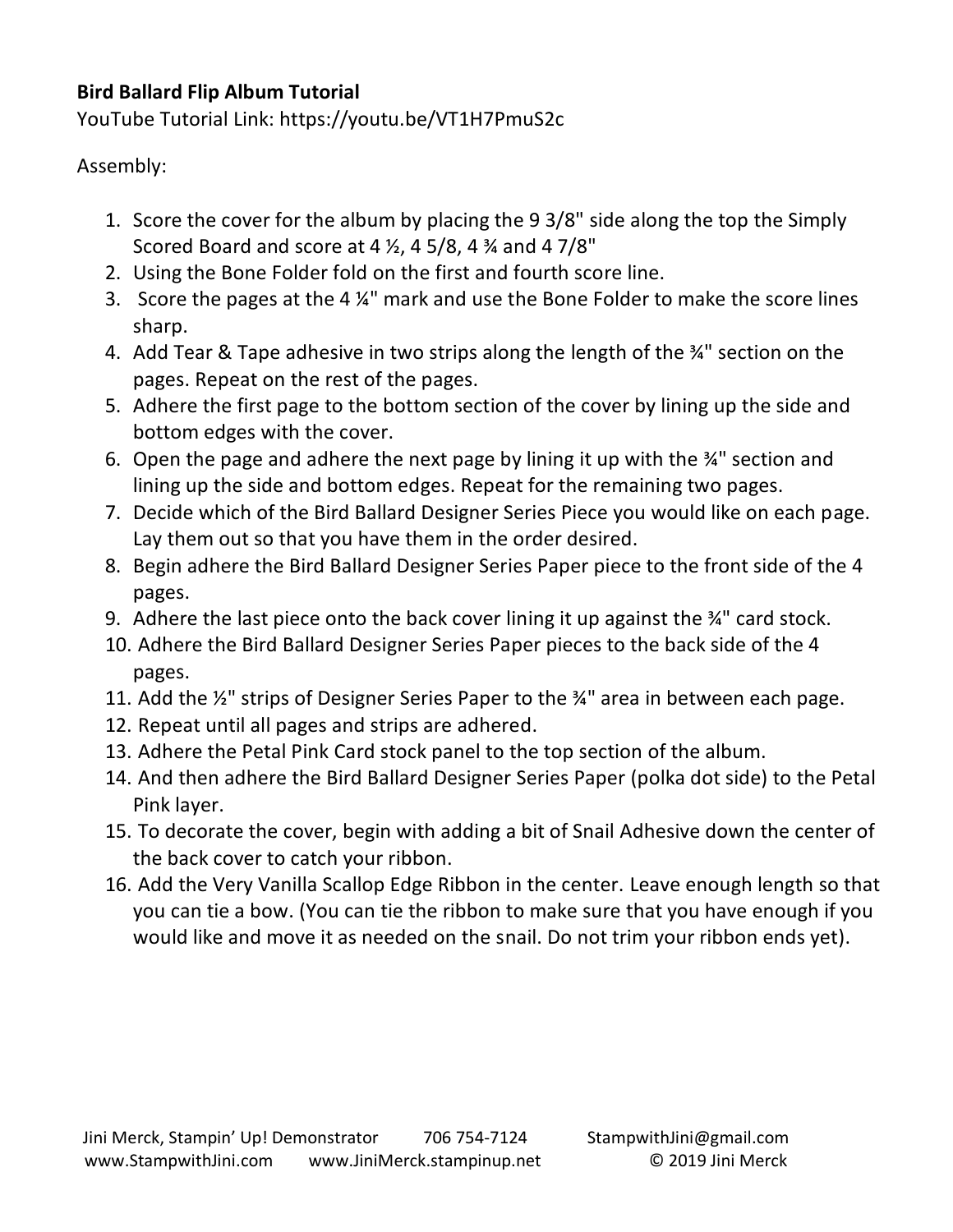**Bird Ballard Flip Album Tutorial**

YouTube Tutorial Link: https://youtu.be/VT1H7PmuS2c

Assembly:

1. Score the cover for the album by placing the 9 3/8" side along the top the Simply Scored Board and score at 4 ½, 4 5/8, 4 ¾ and 4 7/8"
2. Using the Bone Folder fold on the first and fourth score line.
3. Score the pages at the 4 ¼" mark and use the Bone Folder to make the score lines sharp.
4. Add Tear & Tape adhesive in two strips along the length of the ¾" section on the pages. Repeat on the rest of the pages.
5. Adhere the first page to the bottom section of the cover by lining up the side and bottom edges with the cover.
6. Open the page and adhere the next page by lining it up with the ¾" section and lining up the side and bottom edges. Repeat for the remaining two pages.
7. Decide which of the Bird Ballard Designer Series Piece you would like on each page. Lay them out so that you have them in the order desired.
8. Begin adhere the Bird Ballard Designer Series Paper piece to the front side of the 4 pages.
9. Adhere the last piece onto the back cover lining it up against the ¾" card stock.
10. Adhere the Bird Ballard Designer Series Paper pieces to the back side of the 4 pages.
11. Add the ½" strips of Designer Series Paper to the ¾" area in between each page.
12. Repeat until all pages and strips are adhered.
13. Adhere the Petal Pink Card stock panel to the top section of the album.
14. And then adhere the Bird Ballard Designer Series Paper (polka dot side) to the Petal Pink layer.
15. To decorate the cover, begin with adding a bit of Snail Adhesive down the center of the back cover to catch your ribbon.
16. Add the Very Vanilla Scallop Edge Ribbon in the center. Leave enough length so that you can tie a bow. (You can tie the ribbon to make sure that you have enough if you would like and move it as needed on the snail. Do not trim your ribbon ends yet).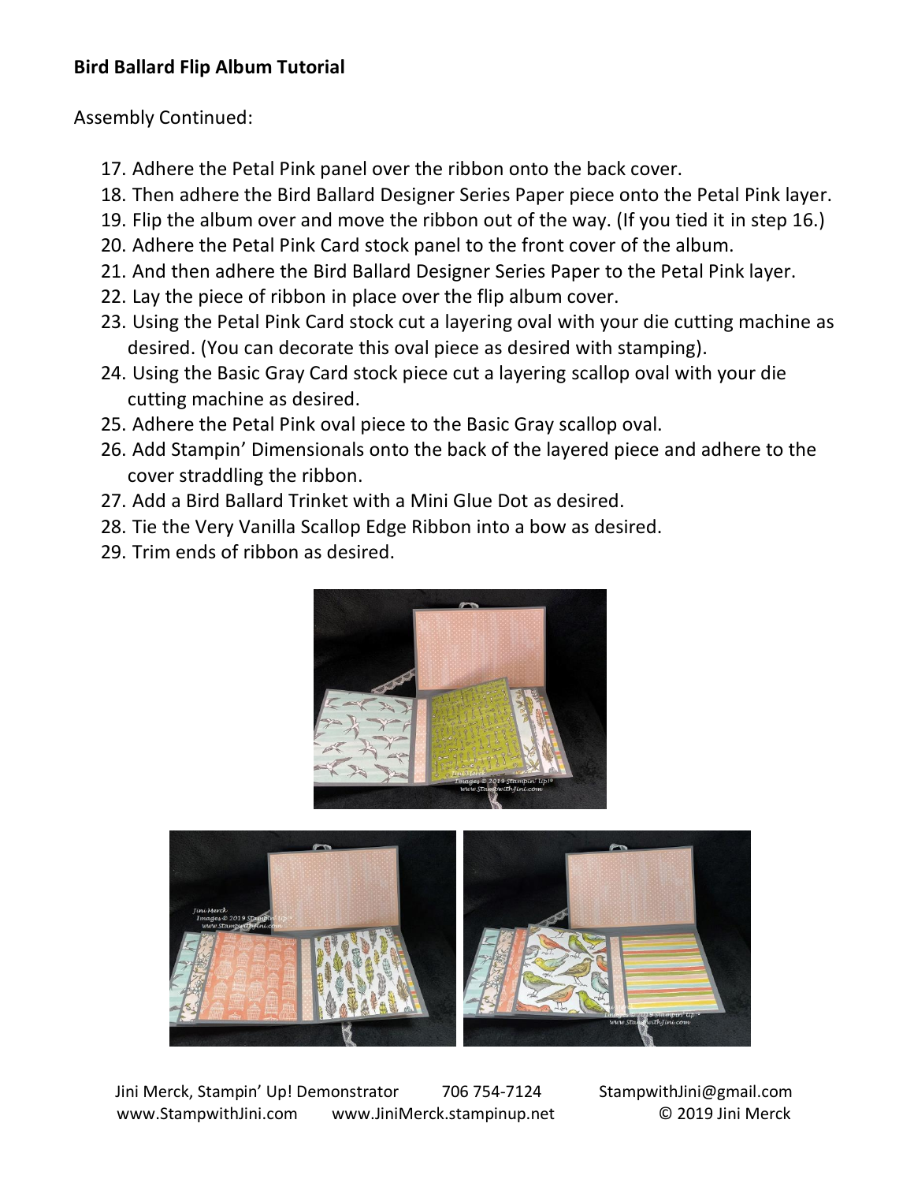**Bird Ballard Flip Album Tutorial**

Assembly Continued:

17. Adhere the Petal Pink panel over the ribbon onto the back cover.
18. Then adhere the Bird Ballard Designer Series Paper piece onto the Petal Pink layer.
19. Flip the album over and move the ribbon out of the way. (If you tied it in step 16.)
20. Adhere the Petal Pink Card stock panel to the front cover of the album.
21. And then adhere the Bird Ballard Designer Series Paper to the Petal Pink layer.
22. Lay the piece of ribbon in place over the flip album cover.
23. Using the Petal Pink Card stock cut a layering oval with your die cutting machine as desired. (You can decorate this oval piece as desired with stamping).
24. Using the Basic Gray Card stock piece cut a layering scallop oval with your die cutting machine as desired.
25. Adhere the Petal Pink oval piece to the Basic Gray scallop oval.
26. Add Stampin' Dimensionals onto the back of the layered piece and adhere to the cover straddling the ribbon.
27. Add a Bird Ballard Trinket with a Mini Glue Dot as desired.
28. Tie the Very Vanilla Scallop Edge Ribbon into a bow as desired.
29. Trim ends of ribbon as desired.

Jini Merck, Stampin' Up! Demonstrator 706 754-7124 StampwithJini@gmail.com
www.StampwithJini.com www.JiniMerck.stampinup.net © 2019 Jini Merck